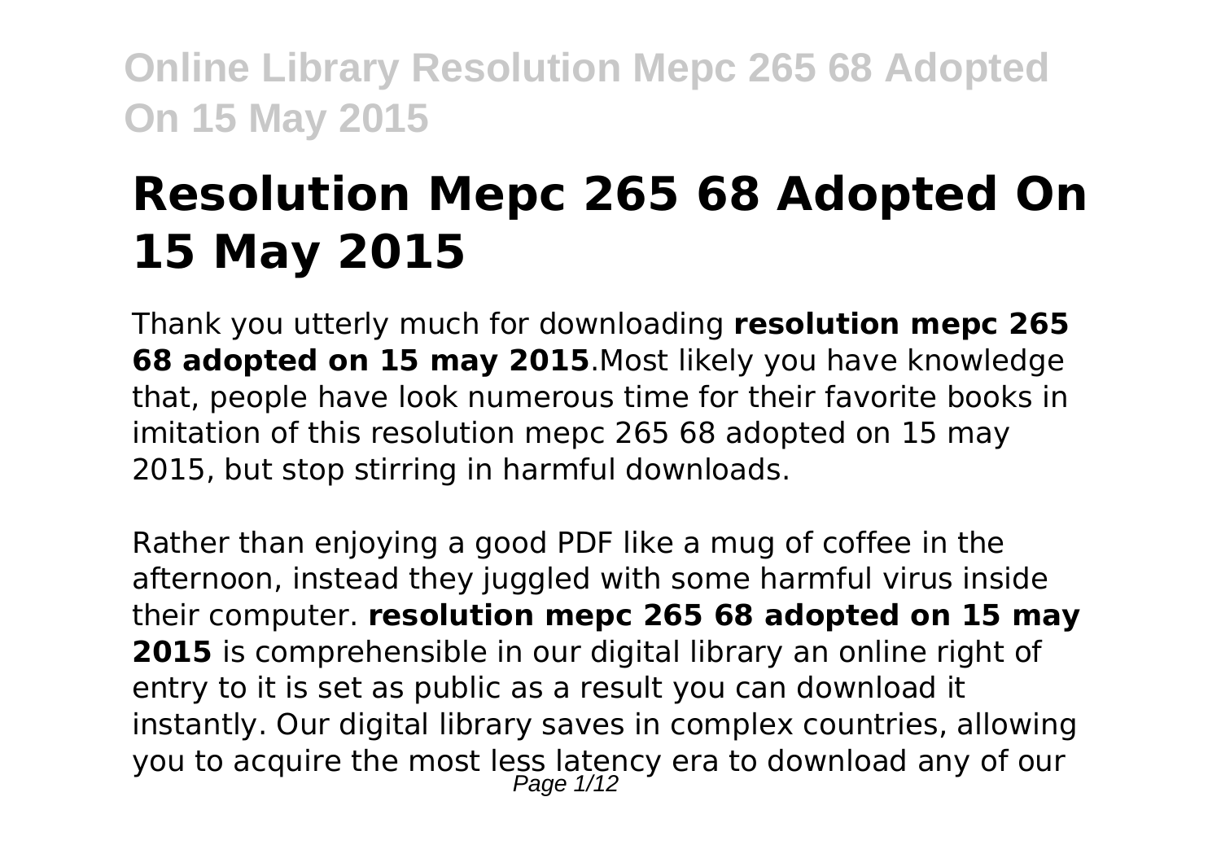# Resolution Mepc 265 68 Adopted On 15 May 2015

Thank you utterly much for downloading **resolution mepc 265 68 adopted on 15 may 2015**.Most likely you have knowledge that, people have look numerous time for their favorite books in imitation of this resolution mepc 265 68 adopted on 15 may 2015, but stop stirring in harmful downloads.

Rather than enjoying a good PDF like a mug of coffee in the afternoon, instead they juggled with some harmful virus inside their computer. **resolution mepc 265 68 adopted on 15 may 2015** is comprehensible in our digital library an online right of entry to it is set as public as a result you can download it instantly. Our digital library saves in complex countries, allowing you to acquire the most less latency era to download any of our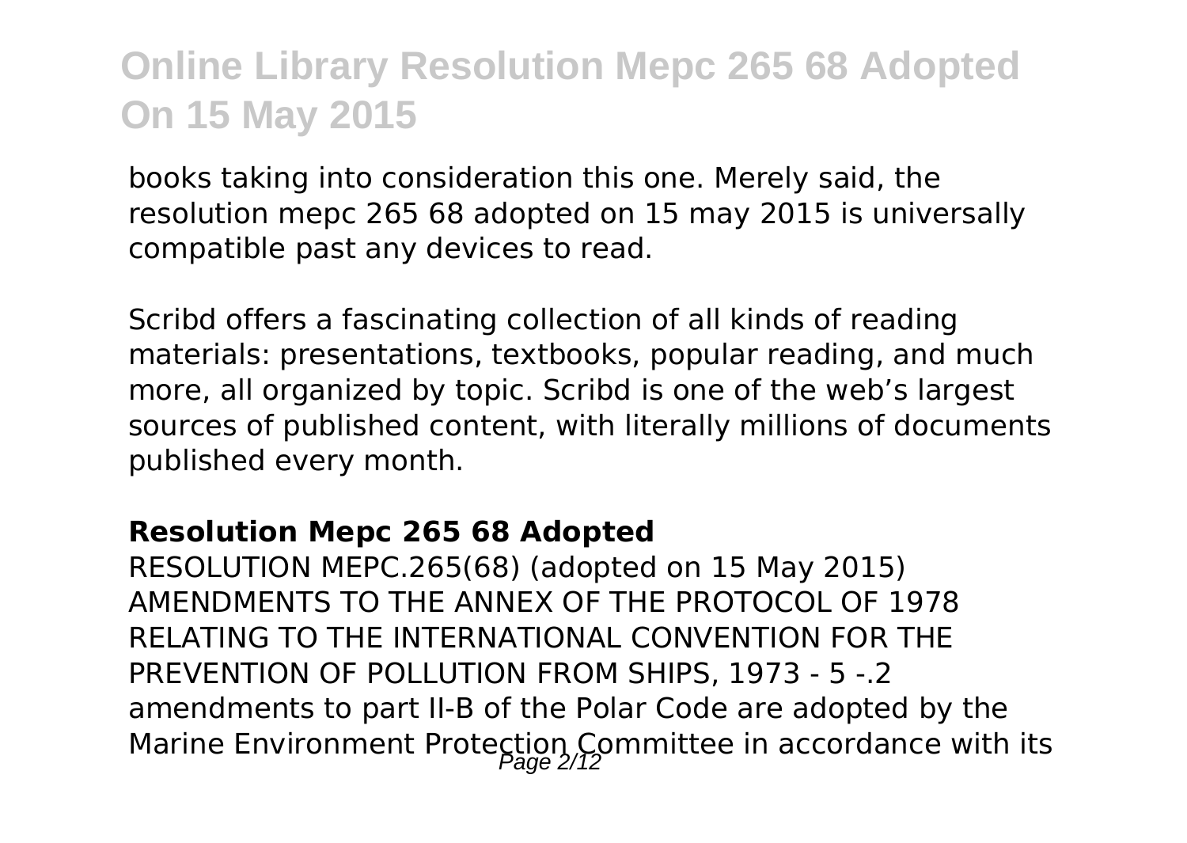books taking into consideration this one. Merely said, the resolution mepc 265 68 adopted on 15 may 2015 is universally compatible past any devices to read.

Scribd offers a fascinating collection of all kinds of reading materials: presentations, textbooks, popular reading, and much more, all organized by topic. Scribd is one of the web's largest sources of published content, with literally millions of documents published every month.

### Resolution Mepc 265 68 Adopted

RESOLUTION MEPC.265(68) (adopted on 15 May 2015) AMENDMENTS TO THE ANNEX OF THE PROTOCOL OF 1978 RELATING TO THE INTERNATIONAL CONVENTION FOR THE PREVENTION OF POLLUTION FROM SHIPS, 1973 - 5 -.2 amendments to part II-B of the Polar Code are adopted by the Marine Environment Protection Committee in accordance with its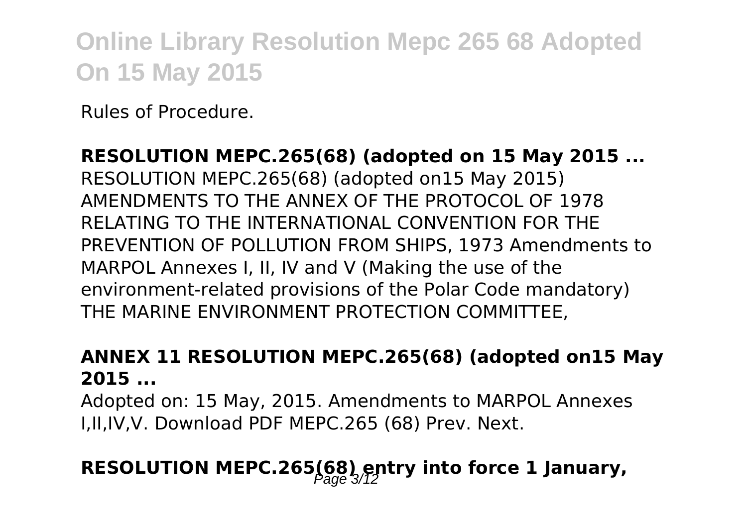Rules of Procedure.

**RESOLUTION MEPC.265(68) (adopted on 15 May 2015 ...**

RESOLUTION MEPC.265(68) (adopted on15 May 2015) AMENDMENTS TO THE ANNEX OF THE PROTOCOL OF 1978 RELATING TO THE INTERNATIONAL CONVENTION FOR THE PREVENTION OF POLLUTION FROM SHIPS, 1973 Amendments to MARPOL Annexes I, II, IV and V (Making the use of the environment-related provisions of the Polar Code mandatory) THE MARINE ENVIRONMENT PROTECTION COMMITTEE,

**ANNEX 11 RESOLUTION MEPC.265(68) (adopted on15 May 2015 ...**

Adopted on: 15 May, 2015. Amendments to MARPOL Annexes I,II,IV,V. Download PDF MEPC.265 (68) Prev. Next.

**RESOLUTION MEPC.265(68) entry into force 1 January,**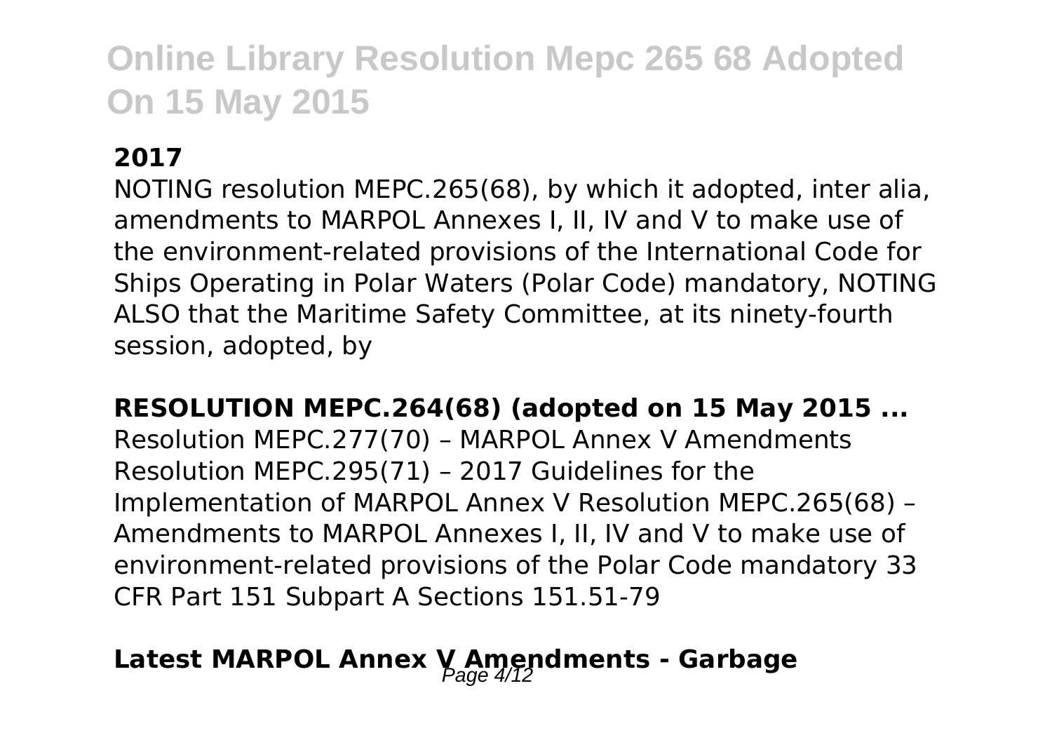### 2017

NOTING resolution MEPC.265(68), by which it adopted, inter alia, amendments to MARPOL Annexes I, II, IV and V to make use of the environment-related provisions of the International Code for Ships Operating in Polar Waters (Polar Code) mandatory, NOTING ALSO that the Maritime Safety Committee, at its ninety-fourth session, adopted, by

### RESOLUTION MEPC.264(68) (adopted on 15 May 2015 ...

Resolution MEPC.277(70) – MARPOL Annex V Amendments Resolution MEPC.295(71) – 2017 Guidelines for the Implementation of MARPOL Annex V Resolution MEPC.265(68) – Amendments to MARPOL Annexes I, II, IV and V to make use of environment-related provisions of the Polar Code mandatory 33 CFR Part 151 Subpart A Sections 151.51-79

### Latest MARPOL Annex V Amendments - Garbage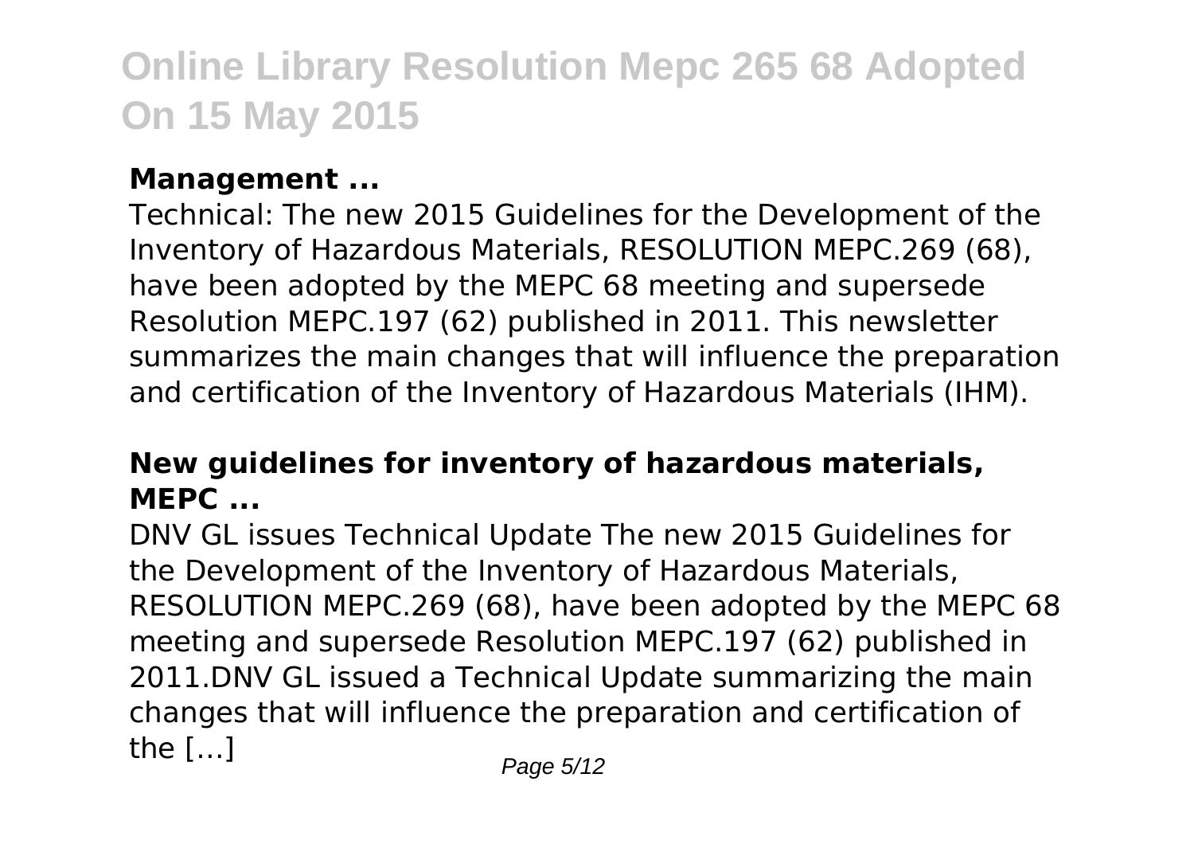### Management ...

Technical: The new 2015 Guidelines for the Development of the Inventory of Hazardous Materials, RESOLUTION MEPC.269 (68), have been adopted by the MEPC 68 meeting and supersede Resolution MEPC.197 (62) published in 2011. This newsletter summarizes the main changes that will influence the preparation and certification of the Inventory of Hazardous Materials (IHM).

### New guidelines for inventory of hazardous materials, MEPC ...

DNV GL issues Technical Update The new 2015 Guidelines for the Development of the Inventory of Hazardous Materials, RESOLUTION MEPC.269 (68), have been adopted by the MEPC 68 meeting and supersede Resolution MEPC.197 (62) published in 2011.DNV GL issued a Technical Update summarizing the main changes that will influence the preparation and certification of the […]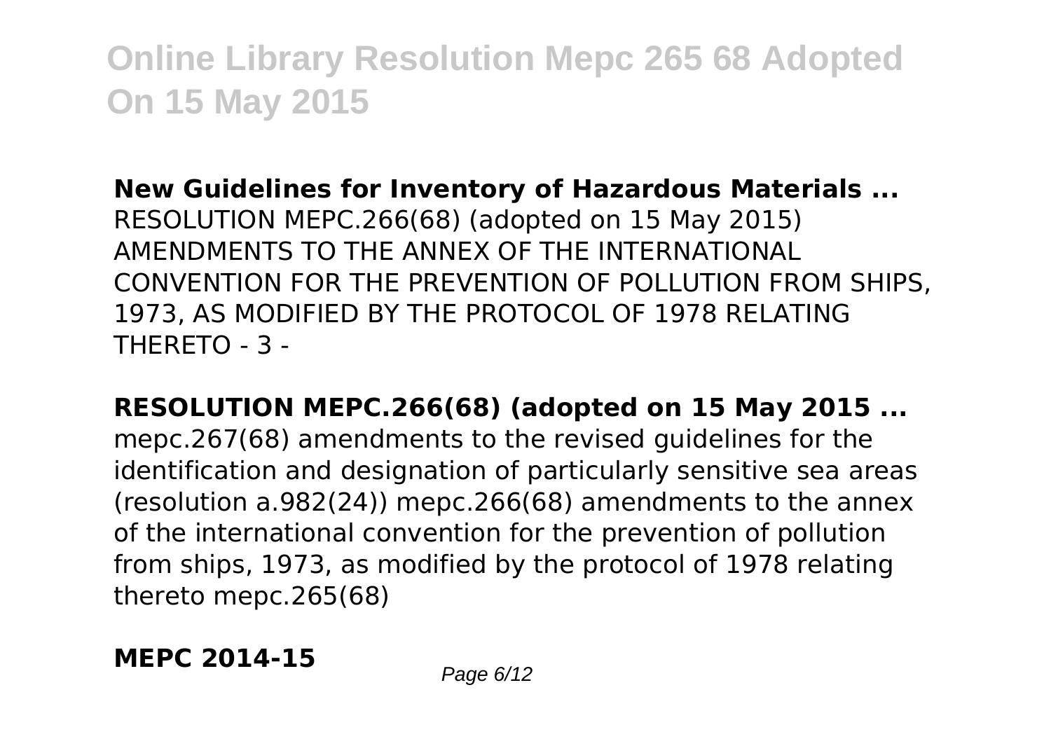**New Guidelines for Inventory of Hazardous Materials ...**
RESOLUTION MEPC.266(68) (adopted on 15 May 2015) AMENDMENTS TO THE ANNEX OF THE INTERNATIONAL CONVENTION FOR THE PREVENTION OF POLLUTION FROM SHIPS, 1973, AS MODIFIED BY THE PROTOCOL OF 1978 RELATING THERETO - 3 -

**RESOLUTION MEPC.266(68) (adopted on 15 May 2015 ...**
mepc.267(68) amendments to the revised guidelines for the identification and designation of particularly sensitive sea areas (resolution a.982(24)) mepc.266(68) amendments to the annex of the international convention for the prevention of pollution from ships, 1973, as modified by the protocol of 1978 relating thereto mepc.265(68)

**MEPC 2014-15**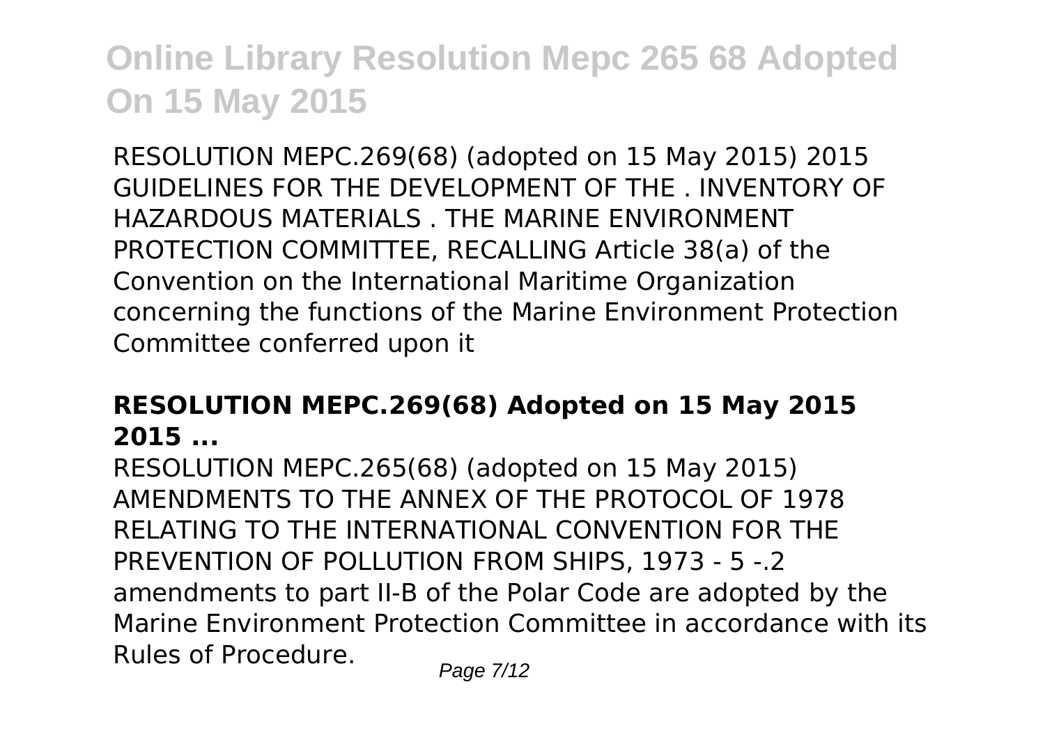RESOLUTION MEPC.269(68) (adopted on 15 May 2015) 2015 GUIDELINES FOR THE DEVELOPMENT OF THE . INVENTORY OF HAZARDOUS MATERIALS . THE MARINE ENVIRONMENT PROTECTION COMMITTEE, RECALLING Article 38(a) of the Convention on the International Maritime Organization concerning the functions of the Marine Environment Protection Committee conferred upon it

### **RESOLUTION MEPC.269(68) Adopted on 15 May 2015 2015 ...**

RESOLUTION MEPC.265(68) (adopted on 15 May 2015) AMENDMENTS TO THE ANNEX OF THE PROTOCOL OF 1978 RELATING TO THE INTERNATIONAL CONVENTION FOR THE PREVENTION OF POLLUTION FROM SHIPS, 1973 - 5 -.2 amendments to part II-B of the Polar Code are adopted by the Marine Environment Protection Committee in accordance with its Rules of Procedure.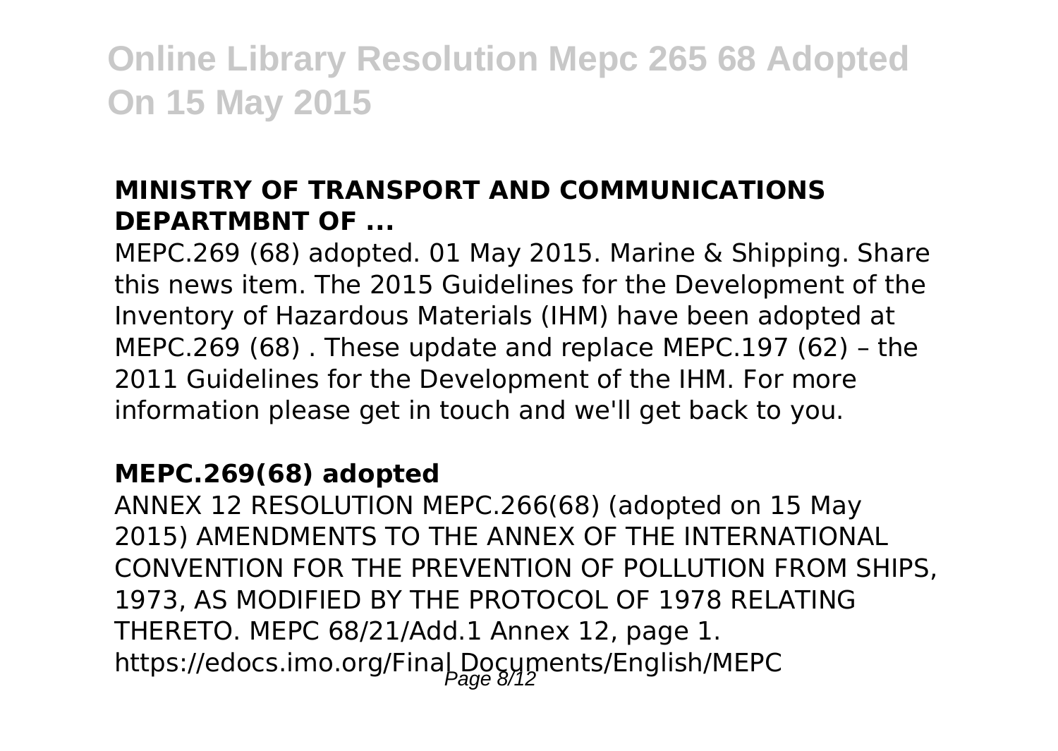### MINISTRY OF TRANSPORT AND COMMUNICATIONS DEPARTMBNT OF ...

MEPC.269 (68) adopted. 01 May 2015. Marine & Shipping. Share this news item. The 2015 Guidelines for the Development of the Inventory of Hazardous Materials (IHM) have been adopted at MEPC.269 (68) . These update and replace MEPC.197 (62) – the 2011 Guidelines for the Development of the IHM. For more information please get in touch and we'll get back to you.

### MEPC.269(68) adopted

ANNEX 12 RESOLUTION MEPC.266(68) (adopted on 15 May 2015) AMENDMENTS TO THE ANNEX OF THE INTERNATIONAL CONVENTION FOR THE PREVENTION OF POLLUTION FROM SHIPS, 1973, AS MODIFIED BY THE PROTOCOL OF 1978 RELATING THERETO. MEPC 68/21/Add.1 Annex 12, page 1. https://edocs.imo.org/Final Documents/English/MEPC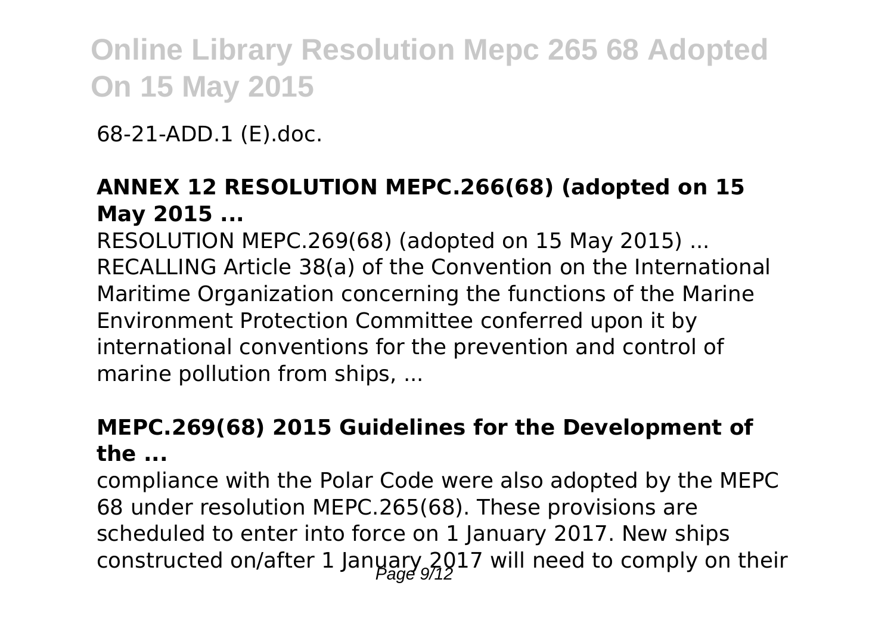68-21-ADD.1 (E).doc.

**ANNEX 12 RESOLUTION MEPC.266(68) (adopted on 15 May 2015 ...**

RESOLUTION MEPC.269(68) (adopted on 15 May 2015) ... RECALLING Article 38(a) of the Convention on the International Maritime Organization concerning the functions of the Marine Environment Protection Committee conferred upon it by international conventions for the prevention and control of marine pollution from ships, ...

**MEPC.269(68) 2015 Guidelines for the Development of the ...**

compliance with the Polar Code were also adopted by the MEPC 68 under resolution MEPC.265(68). These provisions are scheduled to enter into force on 1 January 2017. New ships constructed on/after 1 January 2017 will need to comply on their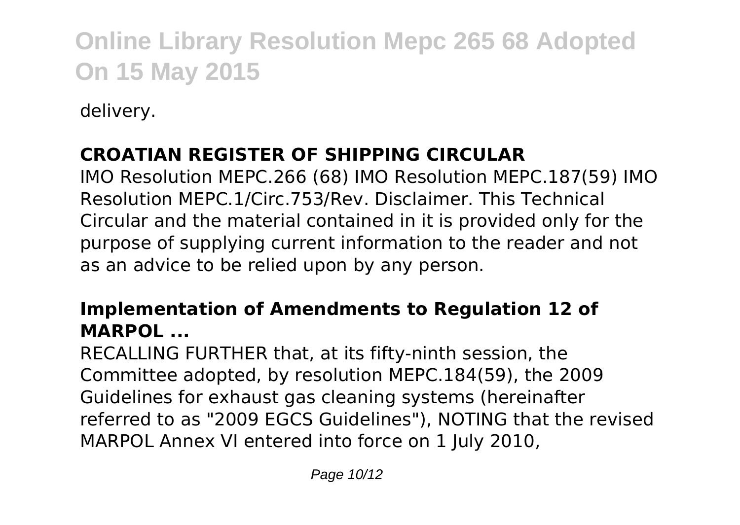delivery.

### CROATIAN REGISTER OF SHIPPING CIRCULAR

IMO Resolution MEPC.266 (68) IMO Resolution MEPC.187(59) IMO Resolution MEPC.1/Circ.753/Rev. Disclaimer. This Technical Circular and the material contained in it is provided only for the purpose of supplying current information to the reader and not as an advice to be relied upon by any person.

### Implementation of Amendments to Regulation 12 of MARPOL ...

RECALLING FURTHER that, at its fifty-ninth session, the Committee adopted, by resolution MEPC.184(59), the 2009 Guidelines for exhaust gas cleaning systems (hereinafter referred to as "2009 EGCS Guidelines"), NOTING that the revised MARPOL Annex VI entered into force on 1 July 2010,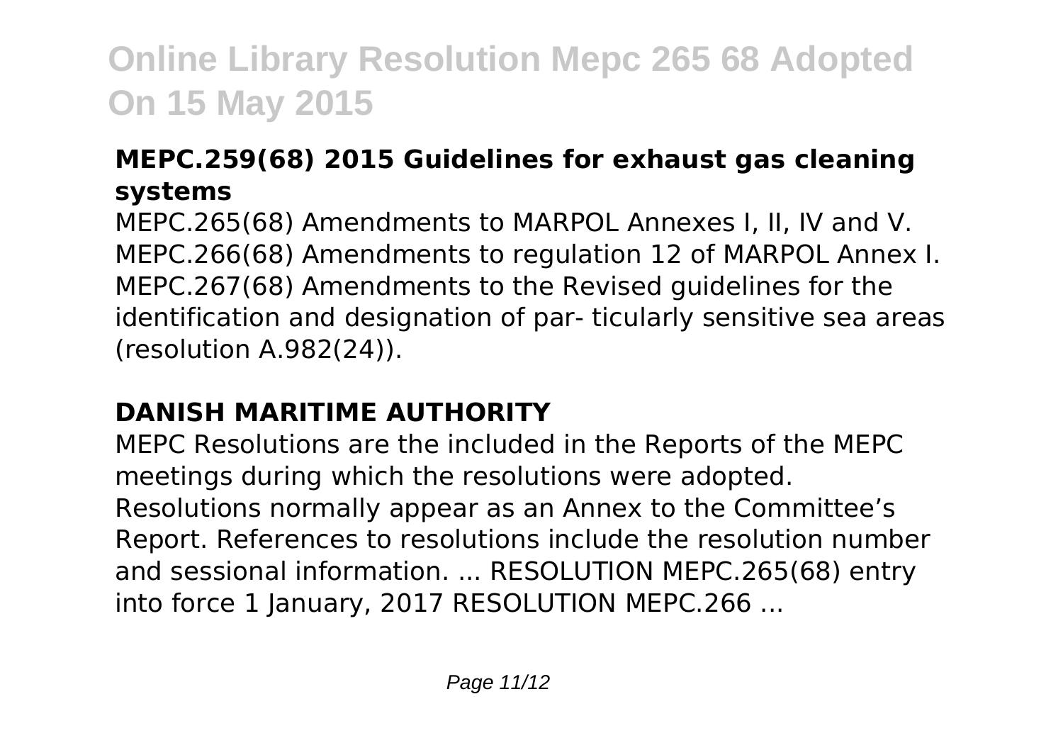### MEPC.259(68) 2015 Guidelines for exhaust gas cleaning systems

MEPC.265(68) Amendments to MARPOL Annexes I, II, IV and V. MEPC.266(68) Amendments to regulation 12 of MARPOL Annex I. MEPC.267(68) Amendments to the Revised guidelines for the identification and designation of par- ticularly sensitive sea areas (resolution A.982(24)).

### DANISH MARITIME AUTHORITY

MEPC Resolutions are the included in the Reports of the MEPC meetings during which the resolutions were adopted. Resolutions normally appear as an Annex to the Committee's Report. References to resolutions include the resolution number and sessional information. ... RESOLUTION MEPC.265(68) entry into force 1 January, 2017 RESOLUTION MEPC.266 ...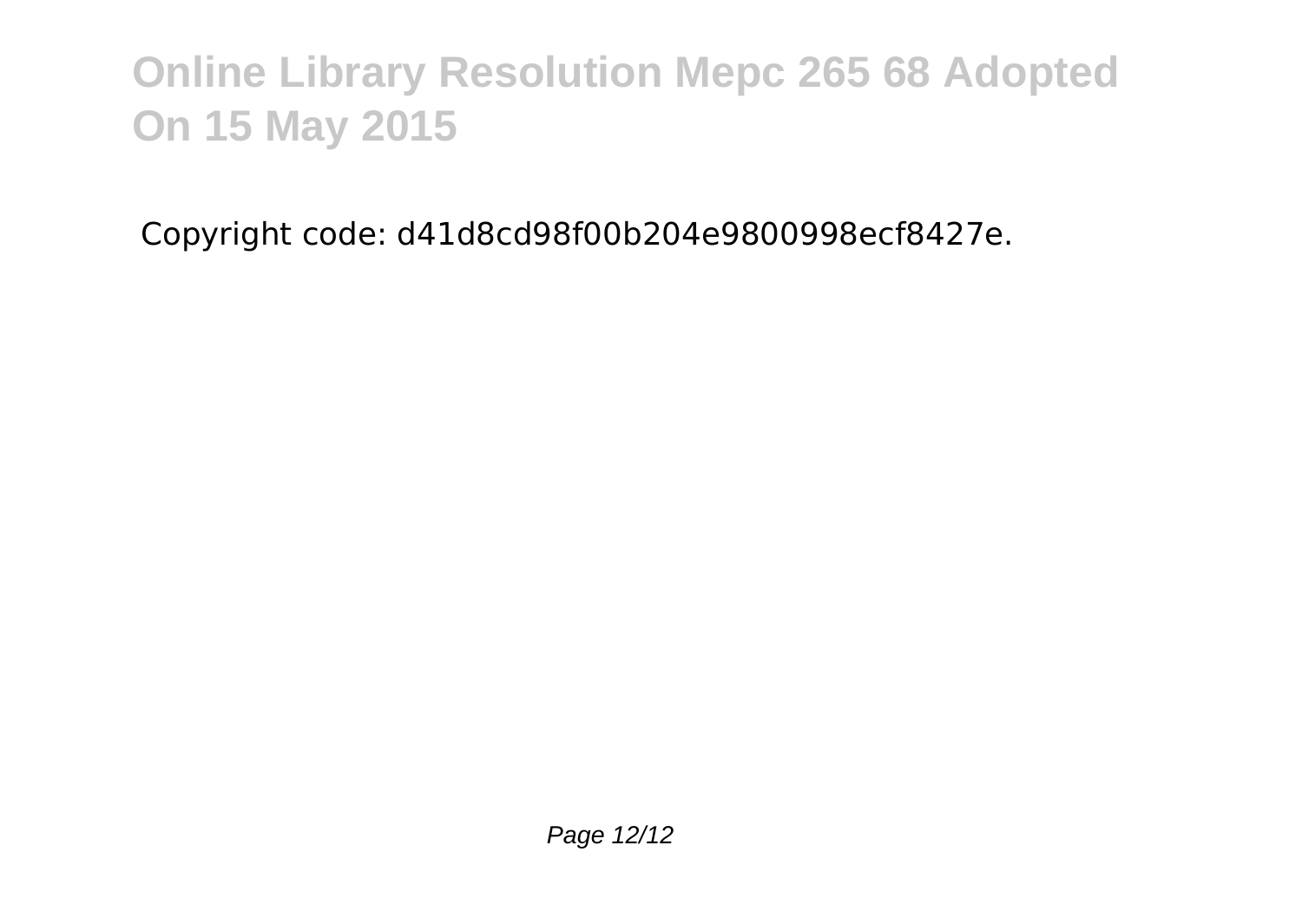Copyright code: d41d8cd98f00b204e9800998ecf8427e.